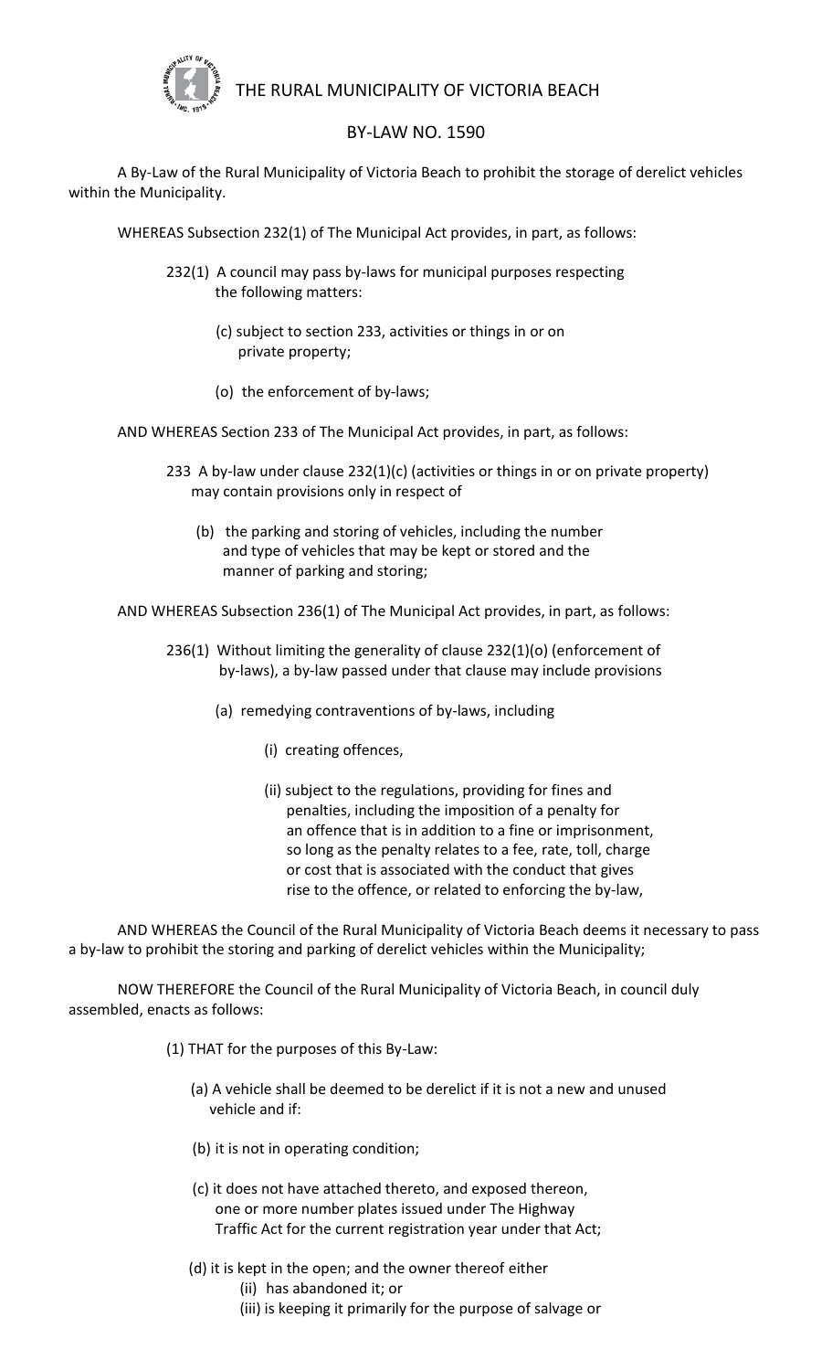# THE RURAL MUNICIPALITY OF VICTORIA BEACH

## BY-LAW NO. 1590

A By-Law of the Rural Municipality of Victoria Beach to prohibit the storage of derelict vehicles within the Municipality.

WHEREAS Subsection 232(1) of The Municipal Act provides, in part, as follows:

> 232(1) A council may pass by-laws for municipal purposes respecting the following matters:
>
> (c) subject to section 233, activities or things in or on private property;
>
> (o) the enforcement of by-laws;

AND WHEREAS Section 233 of The Municipal Act provides, in part, as follows:

> 233 A by-law under clause 232(1)(c) (activities or things in or on private property) may contain provisions only in respect of
>
> (b) the parking and storing of vehicles, including the number and type of vehicles that may be kept or stored and the manner of parking and storing;

AND WHEREAS Subsection 236(1) of The Municipal Act provides, in part, as follows:

> 236(1) Without limiting the generality of clause 232(1)(o) (enforcement of by-laws), a by-law passed under that clause may include provisions
>
> (a) remedying contraventions of by-laws, including
>
> (i) creating offences,
>
> (ii) subject to the regulations, providing for fines and penalties, including the imposition of a penalty for an offence that is in addition to a fine or imprisonment, so long as the penalty relates to a fee, rate, toll, charge or cost that is associated with the conduct that gives rise to the offence, or related to enforcing the by-law,

AND WHEREAS the Council of the Rural Municipality of Victoria Beach deems it necessary to pass a by-law to prohibit the storing and parking of derelict vehicles within the Municipality;

NOW THEREFORE the Council of the Rural Municipality of Victoria Beach, in council duly assembled, enacts as follows:

(1) THAT for the purposes of this By-Law:

(a) A vehicle shall be deemed to be derelict if it is not a new and unused vehicle and if:

(b) it is not in operating condition;

(c) it does not have attached thereto, and exposed thereon, one or more number plates issued under The Highway Traffic Act for the current registration year under that Act;

(d) it is kept in the open; and the owner thereof either

(ii) has abandoned it; or

(iii) is keeping it primarily for the purpose of salvage or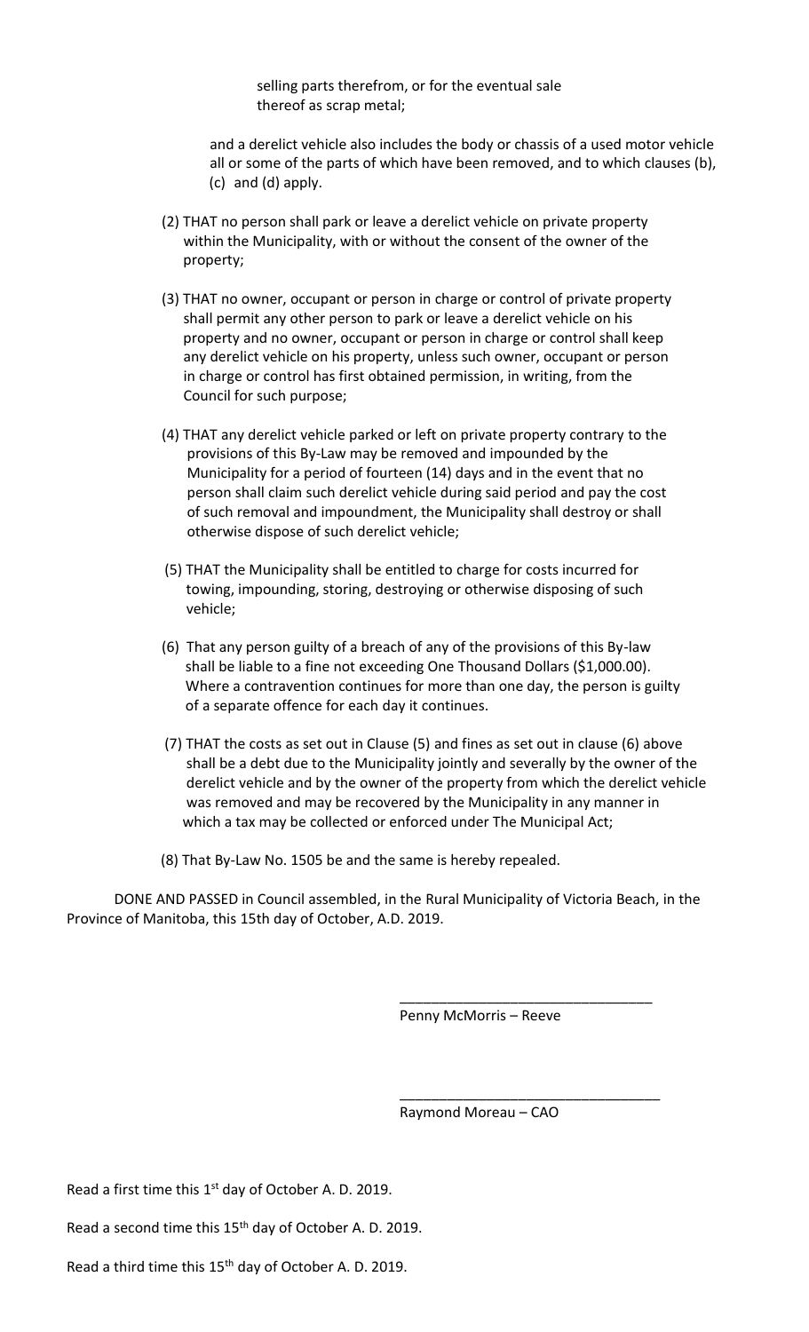selling parts therefrom, or for the eventual sale thereof as scrap metal;

and a derelict vehicle also includes the body or chassis of a used motor vehicle all or some of the parts of which have been removed, and to which clauses (b), (c) and (d) apply.

(2) THAT no person shall park or leave a derelict vehicle on private property within the Municipality, with or without the consent of the owner of the property;

(3) THAT no owner, occupant or person in charge or control of private property shall permit any other person to park or leave a derelict vehicle on his property and no owner, occupant or person in charge or control shall keep any derelict vehicle on his property, unless such owner, occupant or person in charge or control has first obtained permission, in writing, from the Council for such purpose;

(4) THAT any derelict vehicle parked or left on private property contrary to the provisions of this By-Law may be removed and impounded by the Municipality for a period of fourteen (14) days and in the event that no person shall claim such derelict vehicle during said period and pay the cost of such removal and impoundment, the Municipality shall destroy or shall otherwise dispose of such derelict vehicle;

(5) THAT the Municipality shall be entitled to charge for costs incurred for towing, impounding, storing, destroying or otherwise disposing of such vehicle;

(6) That any person guilty of a breach of any of the provisions of this By-law shall be liable to a fine not exceeding One Thousand Dollars ($1,000.00). Where a contravention continues for more than one day, the person is guilty of a separate offence for each day it continues.

(7) THAT the costs as set out in Clause (5) and fines as set out in clause (6) above shall be a debt due to the Municipality jointly and severally by the owner of the derelict vehicle and by the owner of the property from which the derelict vehicle was removed and may be recovered by the Municipality in any manner in which a tax may be collected or enforced under The Municipal Act;

(8) That By-Law No. 1505 be and the same is hereby repealed.

DONE AND PASSED in Council assembled, in the Rural Municipality of Victoria Beach, in the Province of Manitoba, this 15th day of October, A.D. 2019.

\_\_\_\_\_\_\_\_\_\_\_\_\_\_\_\_\_\_\_\_\_\_\_\_\_\_\_\_\_\_\_\_

Penny McMorris – Reeve

\_\_\_\_\_\_\_\_\_\_\_\_\_\_\_\_\_\_\_\_\_\_\_\_\_\_\_\_\_\_\_\_

Raymond Moreau – CAO

Read a first time this 1st day of October A. D. 2019.

Read a second time this 15th day of October A. D. 2019.

Read a third time this 15th day of October A. D. 2019.